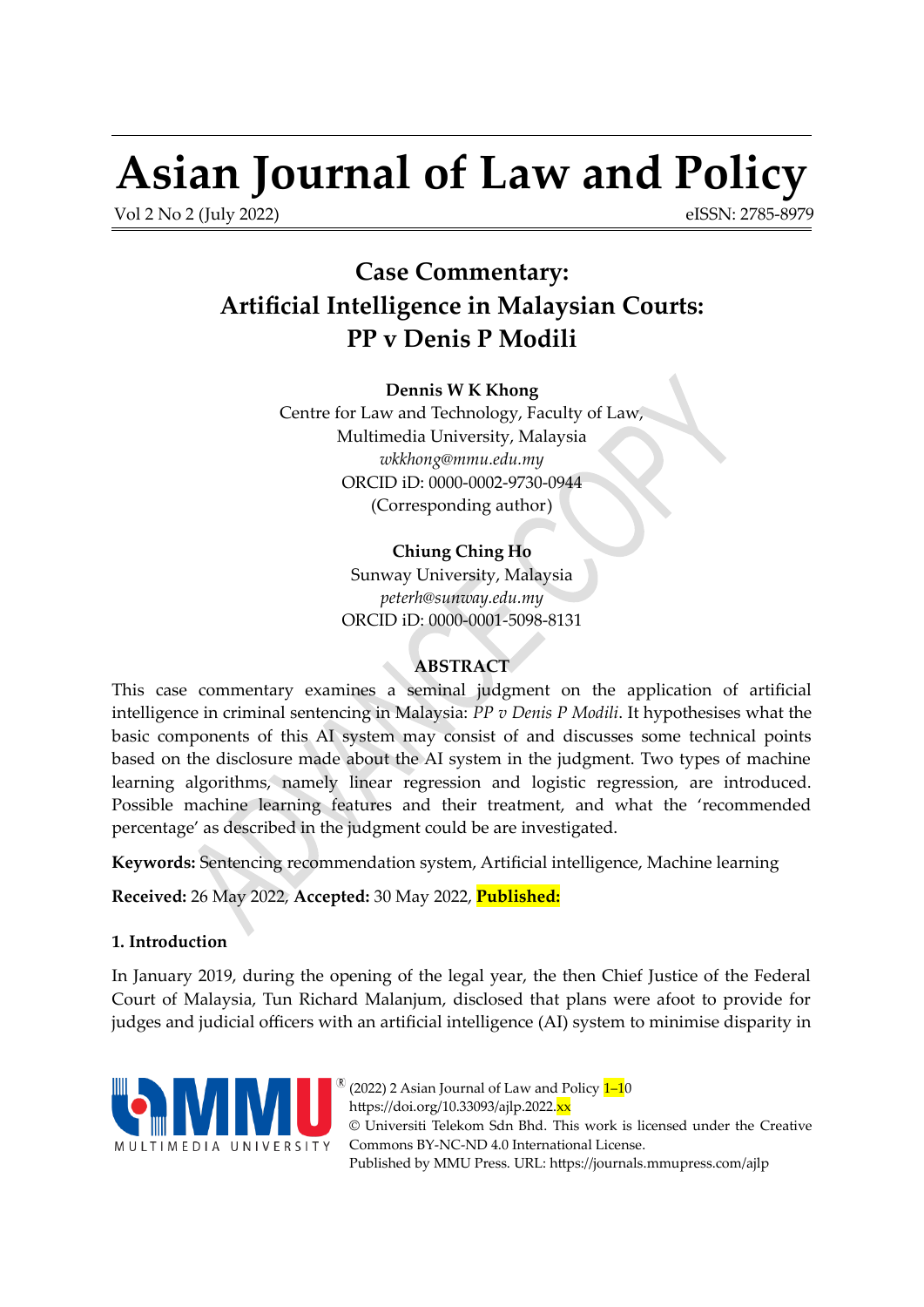# Asian Journal of Law and Policy

Vol 2 No 2 (July 2022) eISSN: 2785-8979

## Case Commentary: Artificial Intelligence in Malaysian Courts: PP v Denis P Modili

**Dennis W K Khong**
Centre for Law and Technology, Faculty of Law,
Multimedia University, Malaysia
*wkkhong@mmu.edu.my*
ORCID iD: 0000-0002-9730-0944
(Corresponding author)

**Chiung Ching Ho**
Sunway University, Malaysia
*peterh@sunway.edu.my*
ORCID iD: 0000-0001-5098-8131

### ABSTRACT

This case commentary examines a seminal judgment on the application of artificial intelligence in criminal sentencing in Malaysia: *PP v Denis P Modili*. It hypothesises what the basic components of this AI system may consist of and discusses some technical points based on the disclosure made about the AI system in the judgment. Two types of machine learning algorithms, namely linear regression and logistic regression, are introduced. Possible machine learning features and their treatment, and what the 'recommended percentage' as described in the judgment could be are investigated.

**Keywords:** Sentencing recommendation system, Artificial intelligence, Machine learning

**Received:** 26 May 2022, **Accepted:** 30 May 2022, **Published:**

### 1. Introduction

In January 2019, during the opening of the legal year, the then Chief Justice of the Federal Court of Malaysia, Tun Richard Malanjum, disclosed that plans were afoot to provide for judges and judicial officers with an artificial intelligence (AI) system to minimise disparity in

(2022) 2 Asian Journal of Law and Policy 1–10
https://doi.org/10.33093/ajlp.2022.xx
© Universiti Telekom Sdn Bhd. This work is licensed under the Creative Commons BY-NC-ND 4.0 International License.
Published by MMU Press. URL: https://journals.mmupress.com/ajlp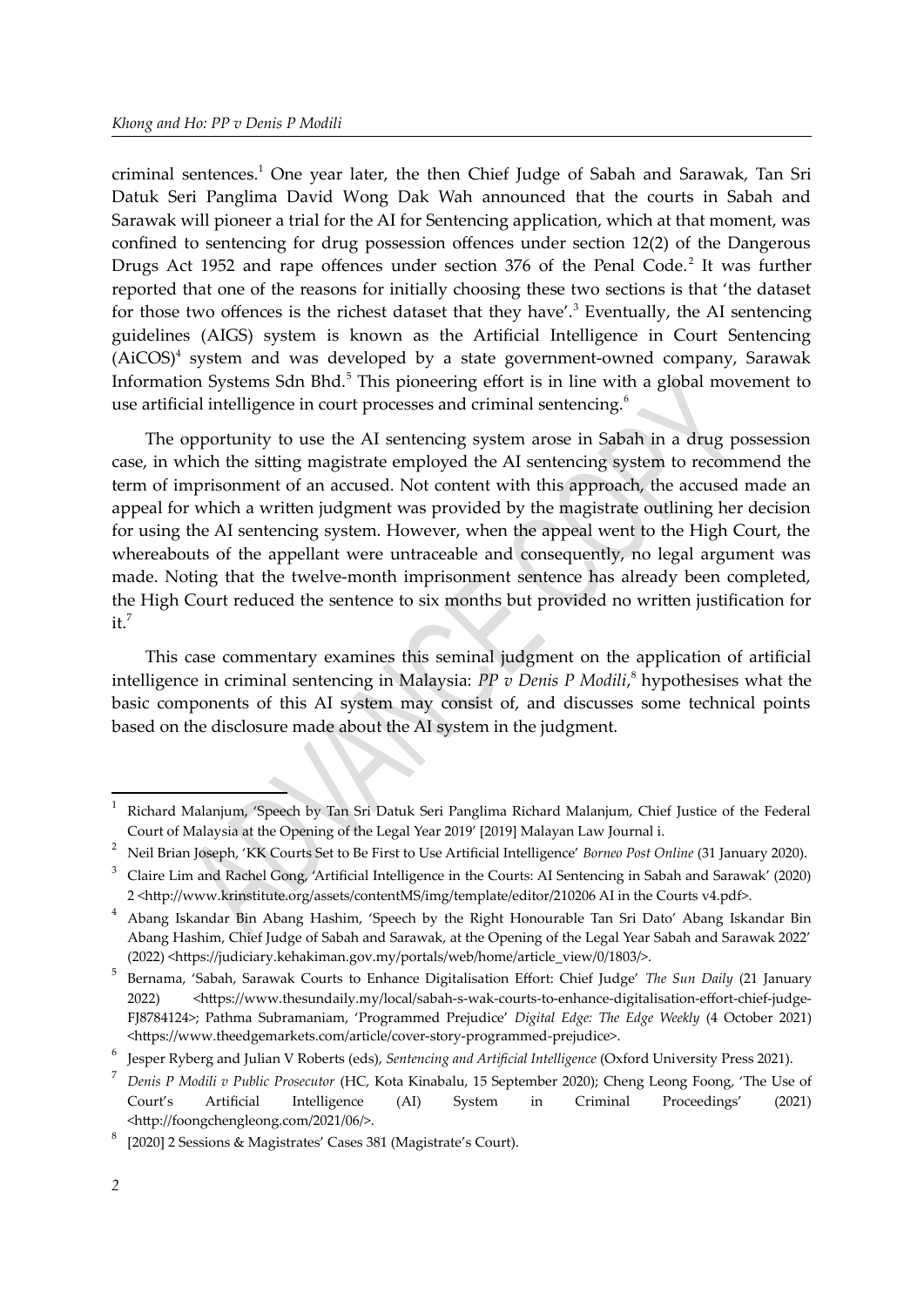criminal sentences.[1] One year later, the then Chief Judge of Sabah and Sarawak, Tan Sri Datuk Seri Panglima David Wong Dak Wah announced that the courts in Sabah and Sarawak will pioneer a trial for the AI for Sentencing application, which at that moment, was confined to sentencing for drug possession offences under section 12(2) of the Dangerous Drugs Act 1952 and rape offences under section 376 of the Penal Code.[2] It was further reported that one of the reasons for initially choosing these two sections is that 'the dataset for those two offences is the richest dataset that they have'.[3] Eventually, the AI sentencing guidelines (AIGS) system is known as the Artificial Intelligence in Court Sentencing (AiCOS)[4] system and was developed by a state government-owned company, Sarawak Information Systems Sdn Bhd.[5] This pioneering effort is in line with a global movement to use artificial intelligence in court processes and criminal sentencing.[6]

The opportunity to use the AI sentencing system arose in Sabah in a drug possession case, in which the sitting magistrate employed the AI sentencing system to recommend the term of imprisonment of an accused. Not content with this approach, the accused made an appeal for which a written judgment was provided by the magistrate outlining her decision for using the AI sentencing system. However, when the appeal went to the High Court, the whereabouts of the appellant were untraceable and consequently, no legal argument was made. Noting that the twelve-month imprisonment sentence has already been completed, the High Court reduced the sentence to six months but provided no written justification for it.[7]

This case commentary examines this seminal judgment on the application of artificial intelligence in criminal sentencing in Malaysia: *PP v Denis P Modili*,[8] hypothesises what the basic components of this AI system may consist of, and discusses some technical points based on the disclosure made about the AI system in the judgment.

---

[1] Richard Malanjum, 'Speech by Tan Sri Datuk Seri Panglima Richard Malanjum, Chief Justice of the Federal Court of Malaysia at the Opening of the Legal Year 2019' [2019] Malayan Law Journal i.

[2] Neil Brian Joseph, 'KK Courts Set to Be First to Use Artificial Intelligence' *Borneo Post Online* (31 January 2020).

[3] Claire Lim and Rachel Gong, 'Artificial Intelligence in the Courts: AI Sentencing in Sabah and Sarawak' (2020) 2 <http://www.krinstitute.org/assets/contentMS/img/template/editor/210206 AI in the Courts v4.pdf>.

[4] Abang Iskandar Bin Abang Hashim, 'Speech by the Right Honourable Tan Sri Dato' Abang Iskandar Bin Abang Hashim, Chief Judge of Sabah and Sarawak, at the Opening of the Legal Year Sabah and Sarawak 2022' (2022) <https://judiciary.kehakiman.gov.my/portals/web/home/article_view/0/1803/>.

[5] Bernama, 'Sabah, Sarawak Courts to Enhance Digitalisation Effort: Chief Judge' *The Sun Daily* (21 January 2022) <https://www.thesundaily.my/local/sabah-s-wak-courts-to-enhance-digitalisation-effort-chief-judge-FJ8784124>; Pathma Subramaniam, 'Programmed Prejudice' *Digital Edge: The Edge Weekly* (4 October 2021) <https://www.theedgemarkets.com/article/cover-story-programmed-prejudice>.

[6] Jesper Ryberg and Julian V Roberts (eds), *Sentencing and Artificial Intelligence* (Oxford University Press 2021).

[7] *Denis P Modili v Public Prosecutor* (HC, Kota Kinabalu, 15 September 2020); Cheng Leong Foong, 'The Use of Court's Artificial Intelligence (AI) System in Criminal Proceedings' (2021) <http://foongchengleong.com/2021/06/>.

[8] [2020] 2 Sessions & Magistrates' Cases 381 (Magistrate's Court).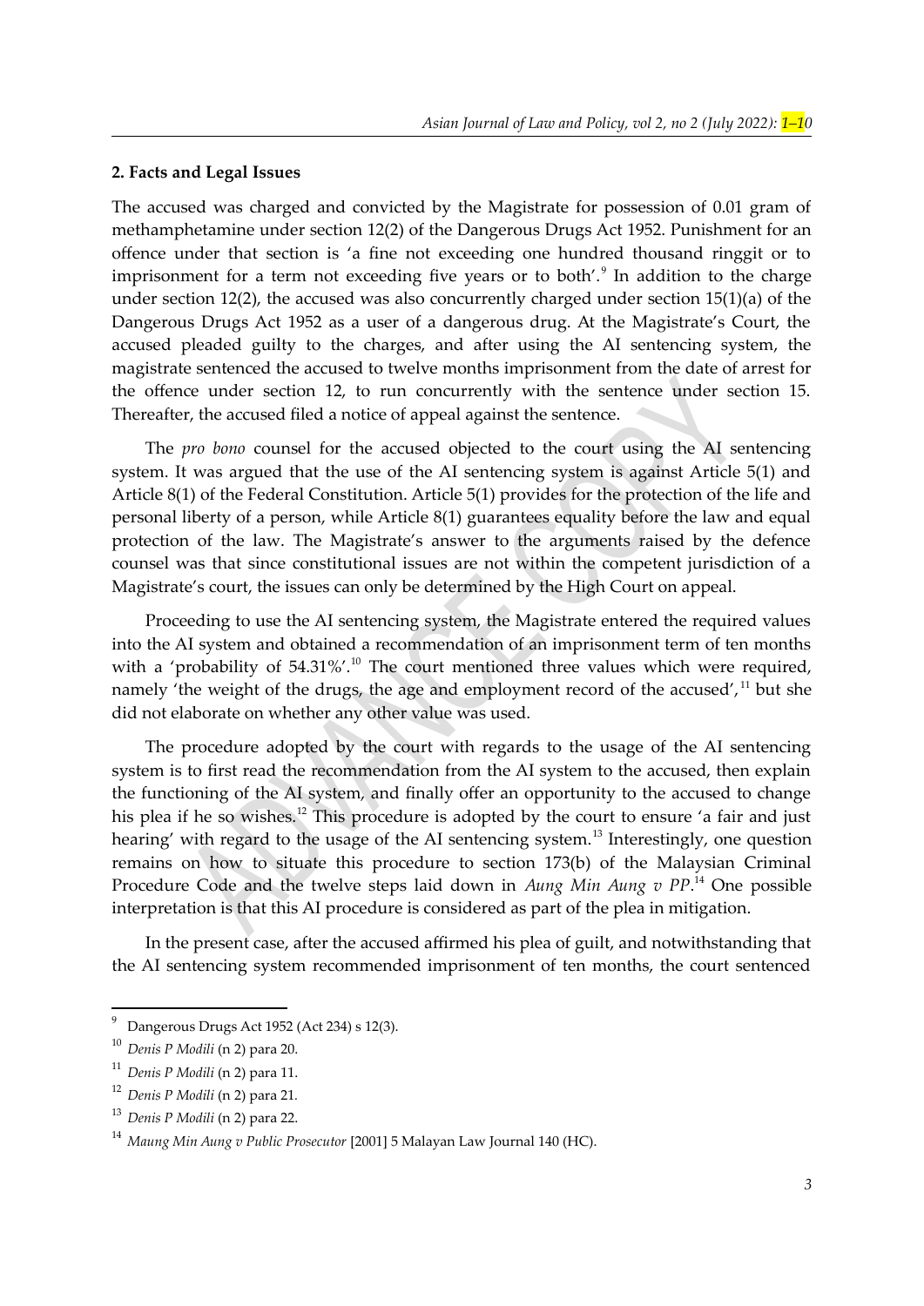## 2. Facts and Legal Issues

The accused was charged and convicted by the Magistrate for possession of 0.01 gram of methamphetamine under section 12(2) of the Dangerous Drugs Act 1952. Punishment for an offence under that section is 'a fine not exceeding one hundred thousand ringgit or to imprisonment for a term not exceeding five years or to both'.[9] In addition to the charge under section 12(2), the accused was also concurrently charged under section 15(1)(a) of the Dangerous Drugs Act 1952 as a user of a dangerous drug. At the Magistrate's Court, the accused pleaded guilty to the charges, and after using the AI sentencing system, the magistrate sentenced the accused to twelve months imprisonment from the date of arrest for the offence under section 12, to run concurrently with the sentence under section 15. Thereafter, the accused filed a notice of appeal against the sentence.

The *pro bono* counsel for the accused objected to the court using the AI sentencing system. It was argued that the use of the AI sentencing system is against Article 5(1) and Article 8(1) of the Federal Constitution. Article 5(1) provides for the protection of the life and personal liberty of a person, while Article 8(1) guarantees equality before the law and equal protection of the law. The Magistrate's answer to the arguments raised by the defence counsel was that since constitutional issues are not within the competent jurisdiction of a Magistrate's court, the issues can only be determined by the High Court on appeal.

Proceeding to use the AI sentencing system, the Magistrate entered the required values into the AI system and obtained a recommendation of an imprisonment term of ten months with a 'probability of 54.31%'.[10] The court mentioned three values which were required, namely 'the weight of the drugs, the age and employment record of the accused',[11] but she did not elaborate on whether any other value was used.

The procedure adopted by the court with regards to the usage of the AI sentencing system is to first read the recommendation from the AI system to the accused, then explain the functioning of the AI system, and finally offer an opportunity to the accused to change his plea if he so wishes.[12] This procedure is adopted by the court to ensure 'a fair and just hearing' with regard to the usage of the AI sentencing system.[13] Interestingly, one question remains on how to situate this procedure to section 173(b) of the Malaysian Criminal Procedure Code and the twelve steps laid down in *Aung Min Aung v PP*.[14] One possible interpretation is that this AI procedure is considered as part of the plea in mitigation.

In the present case, after the accused affirmed his plea of guilt, and notwithstanding that the AI sentencing system recommended imprisonment of ten months, the court sentenced

---

[9] Dangerous Drugs Act 1952 (Act 234) s 12(3).

[10] *Denis P Modili* (n 2) para 20.

[11] *Denis P Modili* (n 2) para 11.

[12] *Denis P Modili* (n 2) para 21.

[13] *Denis P Modili* (n 2) para 22.

[14] *Maung Min Aung v Public Prosecutor* [2001] 5 Malayan Law Journal 140 (HC).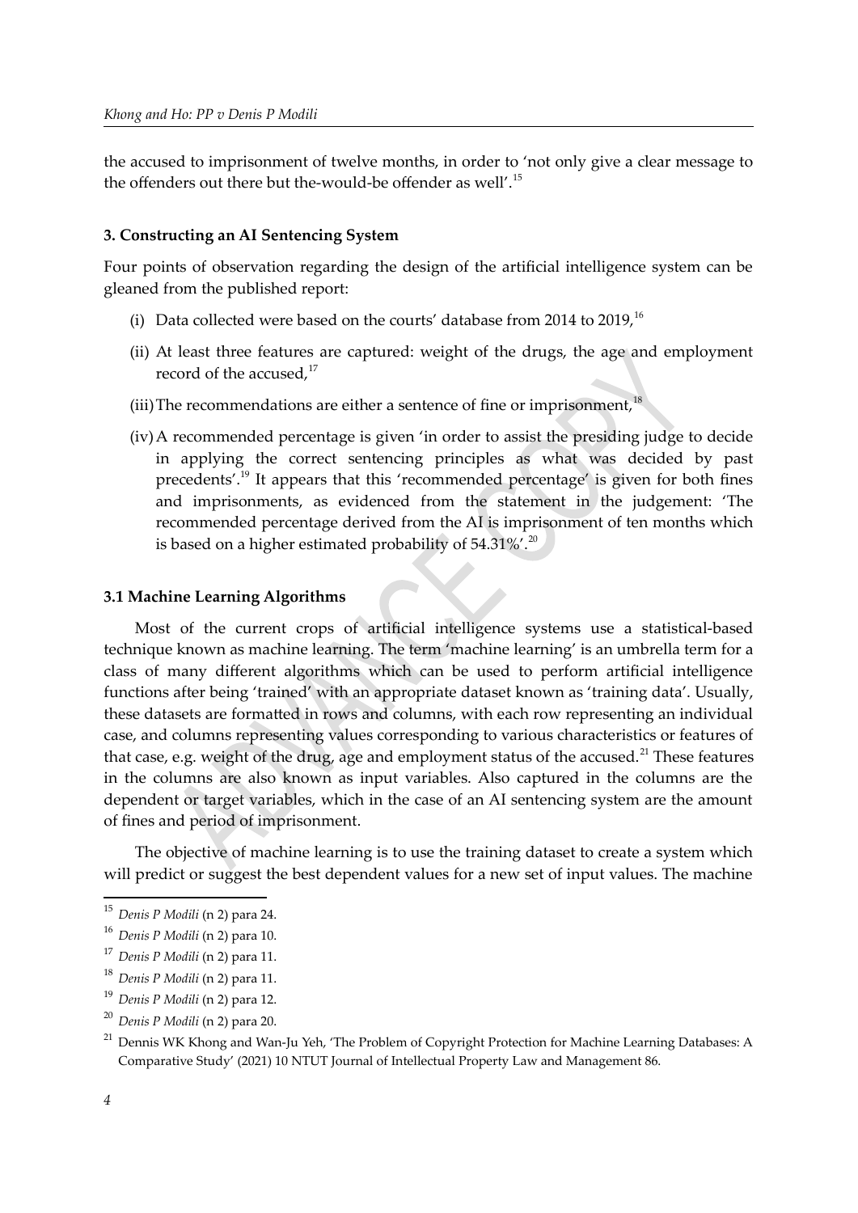the accused to imprisonment of twelve months, in order to 'not only give a clear message to the offenders out there but the-would-be offender as well'.[15]

### 3. Constructing an AI Sentencing System

Four points of observation regarding the design of the artificial intelligence system can be gleaned from the published report:

(i) Data collected were based on the courts' database from 2014 to 2019,[16]

(ii) At least three features are captured: weight of the drugs, the age and employment record of the accused,[17]

(iii) The recommendations are either a sentence of fine or imprisonment,[18]

(iv) A recommended percentage is given 'in order to assist the presiding judge to decide in applying the correct sentencing principles as what was decided by past precedents'.[19] It appears that this 'recommended percentage' is given for both fines and imprisonments, as evidenced from the statement in the judgement: 'The recommended percentage derived from the AI is imprisonment of ten months which is based on a higher estimated probability of 54.31%'.[20]

### 3.1 Machine Learning Algorithms

Most of the current crops of artificial intelligence systems use a statistical-based technique known as machine learning. The term 'machine learning' is an umbrella term for a class of many different algorithms which can be used to perform artificial intelligence functions after being 'trained' with an appropriate dataset known as 'training data'. Usually, these datasets are formatted in rows and columns, with each row representing an individual case, and columns representing values corresponding to various characteristics or features of that case, e.g. weight of the drug, age and employment status of the accused.[21] These features in the columns are also known as input variables. Also captured in the columns are the dependent or target variables, which in the case of an AI sentencing system are the amount of fines and period of imprisonment.

The objective of machine learning is to use the training dataset to create a system which will predict or suggest the best dependent values for a new set of input values. The machine

---

[15] *Denis P Modili* (n 2) para 24.

[16] *Denis P Modili* (n 2) para 10.

[17] *Denis P Modili* (n 2) para 11.

[18] *Denis P Modili* (n 2) para 11.

[19] *Denis P Modili* (n 2) para 12.

[20] *Denis P Modili* (n 2) para 20.

[21] Dennis WK Khong and Wan-Ju Yeh, 'The Problem of Copyright Protection for Machine Learning Databases: A Comparative Study' (2021) 10 NTUT Journal of Intellectual Property Law and Management 86.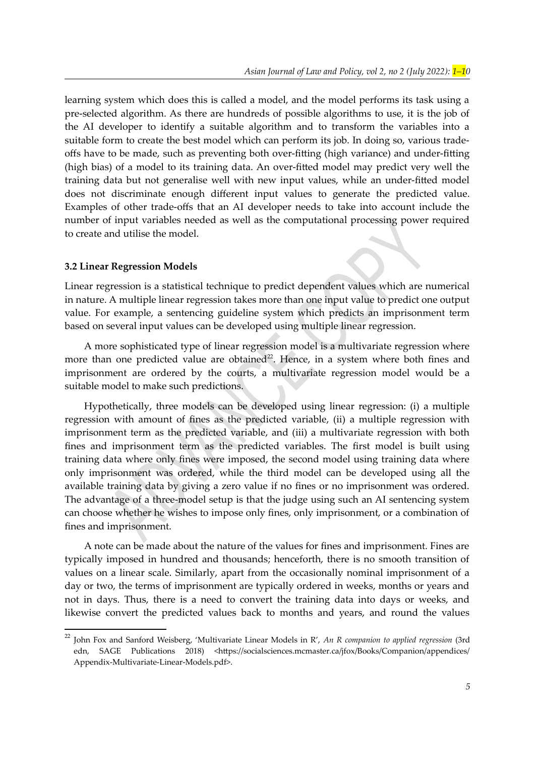learning system which does this is called a model, and the model performs its task using a pre-selected algorithm. As there are hundreds of possible algorithms to use, it is the job of the AI developer to identify a suitable algorithm and to transform the variables into a suitable form to create the best model which can perform its job. In doing so, various trade-offs have to be made, such as preventing both over-fitting (high variance) and under-fitting (high bias) of a model to its training data. An over-fitted model may predict very well the training data but not generalise well with new input values, while an under-fitted model does not discriminate enough different input values to generate the predicted value. Examples of other trade-offs that an AI developer needs to take into account include the number of input variables needed as well as the computational processing power required to create and utilise the model.

### 3.2 Linear Regression Models

Linear regression is a statistical technique to predict dependent values which are numerical in nature. A multiple linear regression takes more than one input value to predict one output value. For example, a sentencing guideline system which predicts an imprisonment term based on several input values can be developed using multiple linear regression.

A more sophisticated type of linear regression model is a multivariate regression where more than one predicted value are obtained[22]. Hence, in a system where both fines and imprisonment are ordered by the courts, a multivariate regression model would be a suitable model to make such predictions.

Hypothetically, three models can be developed using linear regression: (i) a multiple regression with amount of fines as the predicted variable, (ii) a multiple regression with imprisonment term as the predicted variable, and (iii) a multivariate regression with both fines and imprisonment term as the predicted variables. The first model is built using training data where only fines were imposed, the second model using training data where only imprisonment was ordered, while the third model can be developed using all the available training data by giving a zero value if no fines or no imprisonment was ordered. The advantage of a three-model setup is that the judge using such an AI sentencing system can choose whether he wishes to impose only fines, only imprisonment, or a combination of fines and imprisonment.

A note can be made about the nature of the values for fines and imprisonment. Fines are typically imposed in hundred and thousands; henceforth, there is no smooth transition of values on a linear scale. Similarly, apart from the occasionally nominal imprisonment of a day or two, the terms of imprisonment are typically ordered in weeks, months or years and not in days. Thus, there is a need to convert the training data into days or weeks, and likewise convert the predicted values back to months and years, and round the values

---

[22] John Fox and Sanford Weisberg, 'Multivariate Linear Models in R', *An R companion to applied regression* (3rd edn, SAGE Publications 2018) <https://socialsciences.mcmaster.ca/jfox/Books/Companion/appendices/Appendix-Multivariate-Linear-Models.pdf>.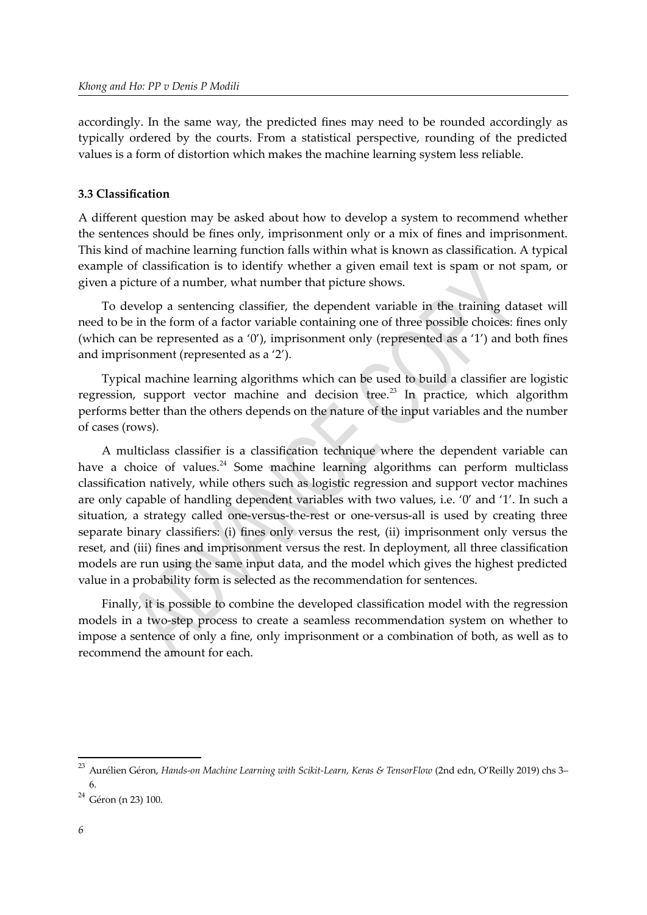accordingly. In the same way, the predicted fines may need to be rounded accordingly as typically ordered by the courts. From a statistical perspective, rounding of the predicted values is a form of distortion which makes the machine learning system less reliable.

### 3.3 Classification

A different question may be asked about how to develop a system to recommend whether the sentences should be fines only, imprisonment only or a mix of fines and imprisonment. This kind of machine learning function falls within what is known as classification. A typical example of classification is to identify whether a given email text is spam or not spam, or given a picture of a number, what number that picture shows.

To develop a sentencing classifier, the dependent variable in the training dataset will need to be in the form of a factor variable containing one of three possible choices: fines only (which can be represented as a '0'), imprisonment only (represented as a '1') and both fines and imprisonment (represented as a '2').

Typical machine learning algorithms which can be used to build a classifier are logistic regression, support vector machine and decision tree.[23] In practice, which algorithm performs better than the others depends on the nature of the input variables and the number of cases (rows).

A multiclass classifier is a classification technique where the dependent variable can have a choice of values.[24] Some machine learning algorithms can perform multiclass classification natively, while others such as logistic regression and support vector machines are only capable of handling dependent variables with two values, i.e. '0' and '1'. In such a situation, a strategy called one-versus-the-rest or one-versus-all is used by creating three separate binary classifiers: (i) fines only versus the rest, (ii) imprisonment only versus the reset, and (iii) fines and imprisonment versus the rest. In deployment, all three classification models are run using the same input data, and the model which gives the highest predicted value in a probability form is selected as the recommendation for sentences.

Finally, it is possible to combine the developed classification model with the regression models in a two-step process to create a seamless recommendation system on whether to impose a sentence of only a fine, only imprisonment or a combination of both, as well as to recommend the amount for each.

---

[23] Aurélien Géron, *Hands-on Machine Learning with Scikit-Learn, Keras & TensorFlow* (2nd edn, O'Reilly 2019) chs 3–6.

[24] Géron (n 23) 100.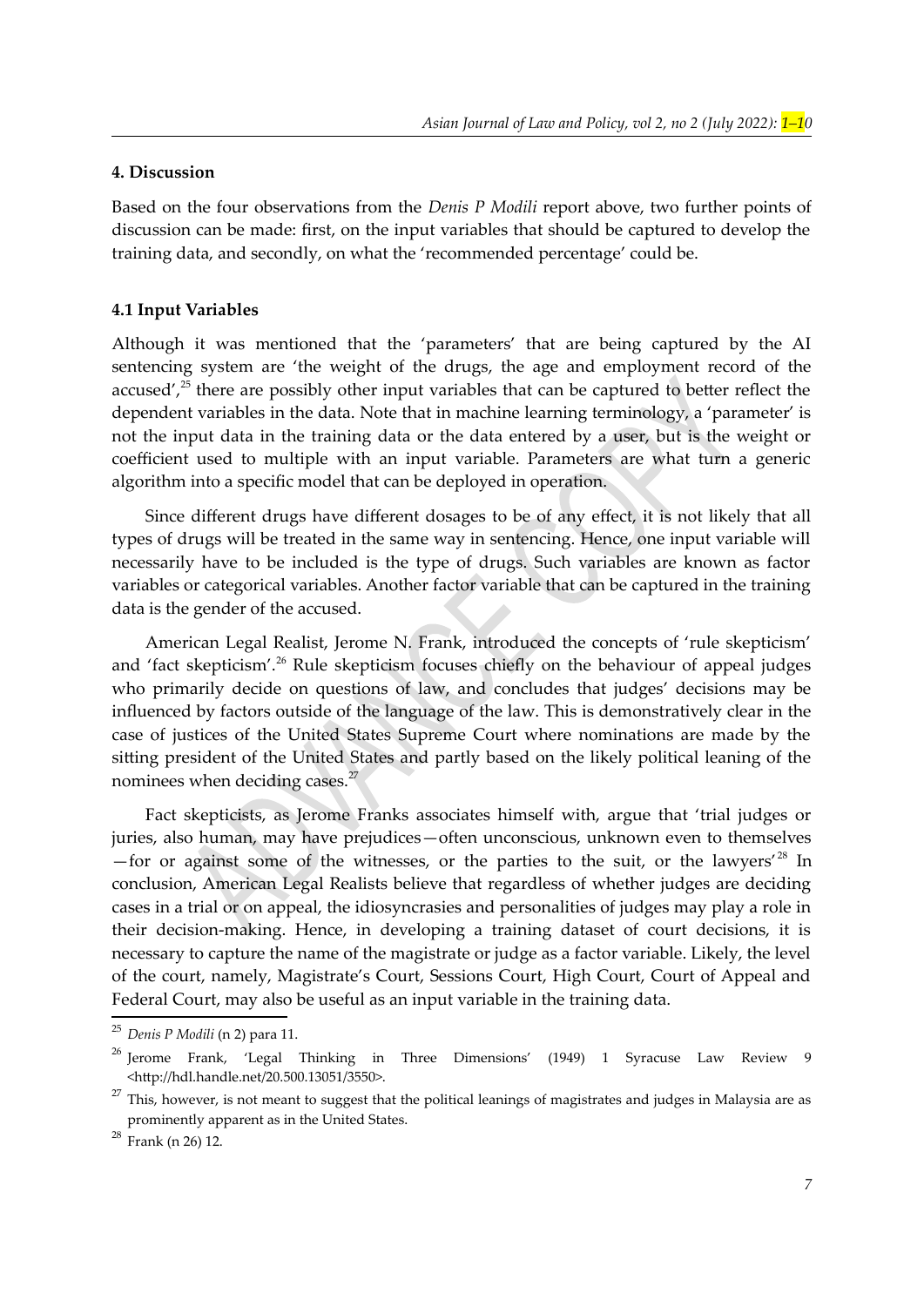## 4. Discussion

Based on the four observations from the *Denis P Modili* report above, two further points of discussion can be made: first, on the input variables that should be captured to develop the training data, and secondly, on what the 'recommended percentage' could be.

### 4.1 Input Variables

Although it was mentioned that the 'parameters' that are being captured by the AI sentencing system are 'the weight of the drugs, the age and employment record of the accused',[25] there are possibly other input variables that can be captured to better reflect the dependent variables in the data. Note that in machine learning terminology, a 'parameter' is not the input data in the training data or the data entered by a user, but is the weight or coefficient used to multiple with an input variable. Parameters are what turn a generic algorithm into a specific model that can be deployed in operation.

Since different drugs have different dosages to be of any effect, it is not likely that all types of drugs will be treated in the same way in sentencing. Hence, one input variable will necessarily have to be included is the type of drugs. Such variables are known as factor variables or categorical variables. Another factor variable that can be captured in the training data is the gender of the accused.

American Legal Realist, Jerome N. Frank, introduced the concepts of 'rule skepticism' and 'fact skepticism'.[26] Rule skepticism focuses chiefly on the behaviour of appeal judges who primarily decide on questions of law, and concludes that judges' decisions may be influenced by factors outside of the language of the law. This is demonstratively clear in the case of justices of the United States Supreme Court where nominations are made by the sitting president of the United States and partly based on the likely political leaning of the nominees when deciding cases.[27]

Fact skepticists, as Jerome Franks associates himself with, argue that 'trial judges or juries, also human, may have prejudices—often unconscious, unknown even to themselves—for or against some of the witnesses, or the parties to the suit, or the lawyers'[28] In conclusion, American Legal Realists believe that regardless of whether judges are deciding cases in a trial or on appeal, the idiosyncrasies and personalities of judges may play a role in their decision-making. Hence, in developing a training dataset of court decisions, it is necessary to capture the name of the magistrate or judge as a factor variable. Likely, the level of the court, namely, Magistrate's Court, Sessions Court, High Court, Court of Appeal and Federal Court, may also be useful as an input variable in the training data.

---

[25] *Denis P Modili* (n 2) para 11.

[26] Jerome Frank, 'Legal Thinking in Three Dimensions' (1949) 1 Syracuse Law Review 9 <http://hdl.handle.net/20.500.13051/3550>.

[27] This, however, is not meant to suggest that the political leanings of magistrates and judges in Malaysia are as prominently apparent as in the United States.

[28] Frank (n 26) 12.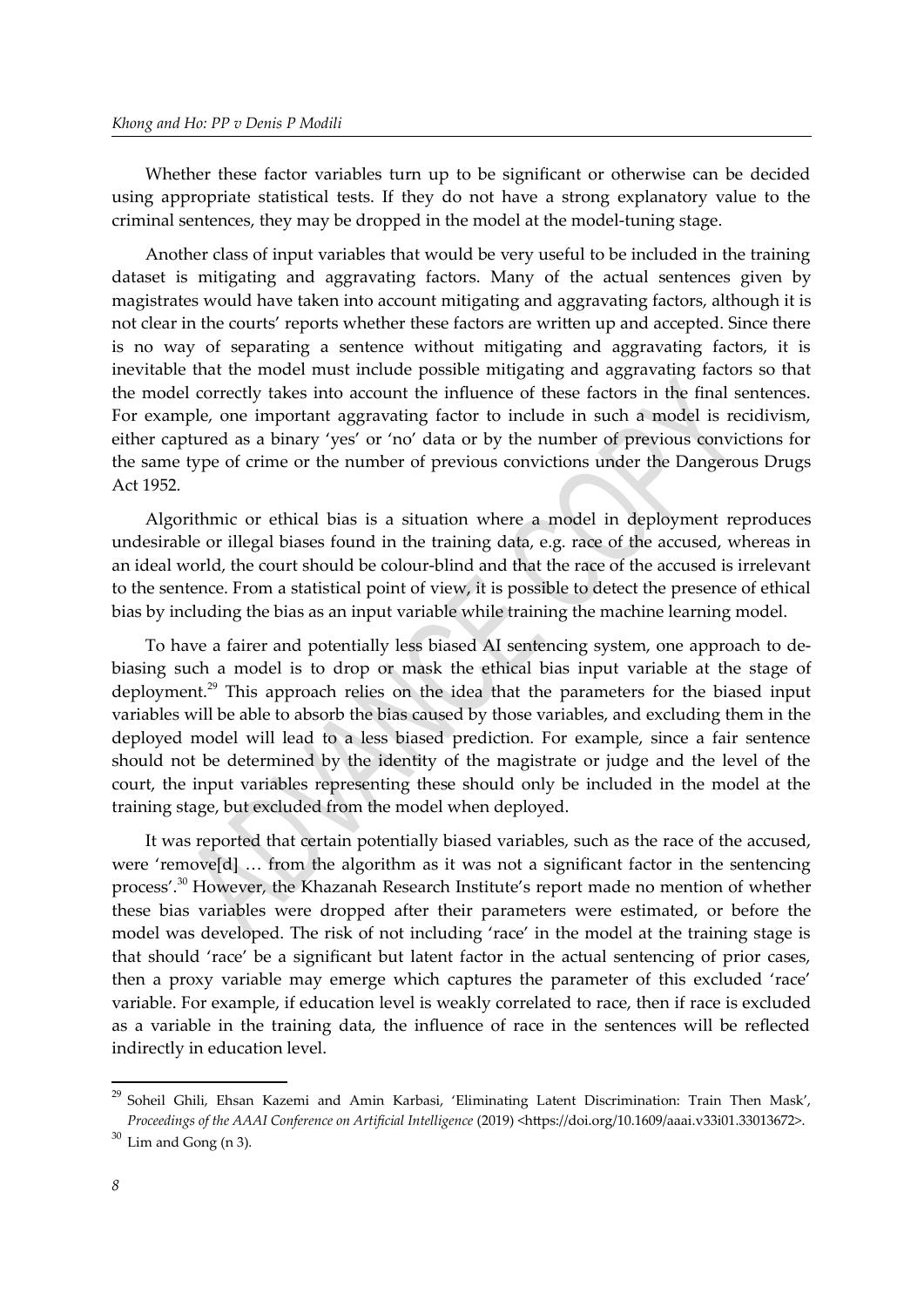Whether these factor variables turn up to be significant or otherwise can be decided using appropriate statistical tests. If they do not have a strong explanatory value to the criminal sentences, they may be dropped in the model at the model-tuning stage.

Another class of input variables that would be very useful to be included in the training dataset is mitigating and aggravating factors. Many of the actual sentences given by magistrates would have taken into account mitigating and aggravating factors, although it is not clear in the courts' reports whether these factors are written up and accepted. Since there is no way of separating a sentence without mitigating and aggravating factors, it is inevitable that the model must include possible mitigating and aggravating factors so that the model correctly takes into account the influence of these factors in the final sentences. For example, one important aggravating factor to include in such a model is recidivism, either captured as a binary 'yes' or 'no' data or by the number of previous convictions for the same type of crime or the number of previous convictions under the Dangerous Drugs Act 1952.

Algorithmic or ethical bias is a situation where a model in deployment reproduces undesirable or illegal biases found in the training data, e.g. race of the accused, whereas in an ideal world, the court should be colour-blind and that the race of the accused is irrelevant to the sentence. From a statistical point of view, it is possible to detect the presence of ethical bias by including the bias as an input variable while training the machine learning model.

To have a fairer and potentially less biased AI sentencing system, one approach to de-biasing such a model is to drop or mask the ethical bias input variable at the stage of deployment.[29] This approach relies on the idea that the parameters for the biased input variables will be able to absorb the bias caused by those variables, and excluding them in the deployed model will lead to a less biased prediction. For example, since a fair sentence should not be determined by the identity of the magistrate or judge and the level of the court, the input variables representing these should only be included in the model at the training stage, but excluded from the model when deployed.

It was reported that certain potentially biased variables, such as the race of the accused, were 'remove[d] … from the algorithm as it was not a significant factor in the sentencing process'.[30] However, the Khazanah Research Institute's report made no mention of whether these bias variables were dropped after their parameters were estimated, or before the model was developed. The risk of not including 'race' in the model at the training stage is that should 'race' be a significant but latent factor in the actual sentencing of prior cases, then a proxy variable may emerge which captures the parameter of this excluded 'race' variable. For example, if education level is weakly correlated to race, then if race is excluded as a variable in the training data, the influence of race in the sentences will be reflected indirectly in education level.

---

[29] Soheil Ghili, Ehsan Kazemi and Amin Karbasi, 'Eliminating Latent Discrimination: Train Then Mask', *Proceedings of the AAAI Conference on Artificial Intelligence* (2019) <https://doi.org/10.1609/aaai.v33i01.33013672>.

[30] Lim and Gong (n 3).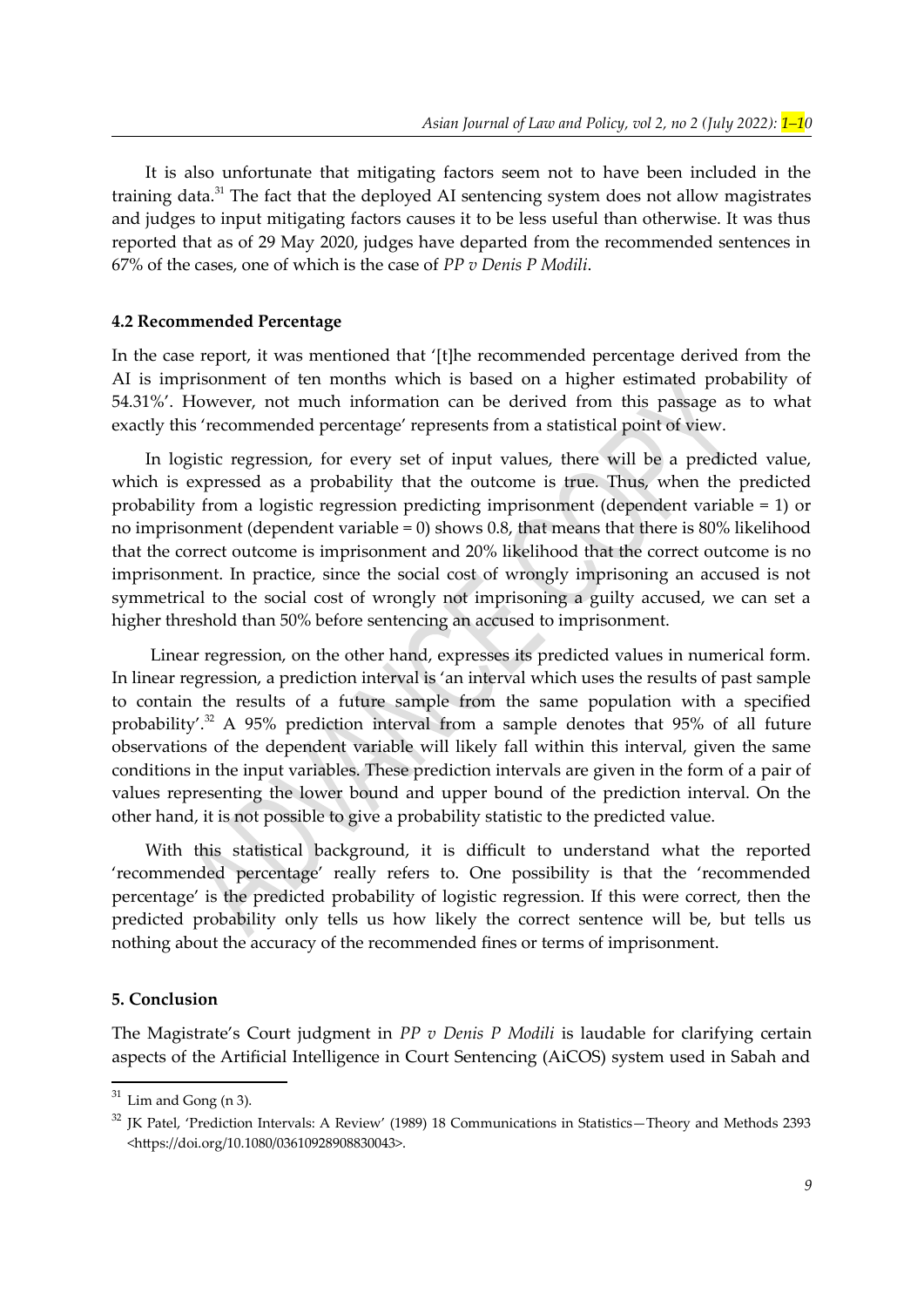It is also unfortunate that mitigating factors seem not to have been included in the training data.[31] The fact that the deployed AI sentencing system does not allow magistrates and judges to input mitigating factors causes it to be less useful than otherwise. It was thus reported that as of 29 May 2020, judges have departed from the recommended sentences in 67% of the cases, one of which is the case of *PP v Denis P Modili*.

#### 4.2 Recommended Percentage

In the case report, it was mentioned that '[t]he recommended percentage derived from the AI is imprisonment of ten months which is based on a higher estimated probability of 54.31%'. However, not much information can be derived from this passage as to what exactly this 'recommended percentage' represents from a statistical point of view.

In logistic regression, for every set of input values, there will be a predicted value, which is expressed as a probability that the outcome is true. Thus, when the predicted probability from a logistic regression predicting imprisonment (dependent variable = 1) or no imprisonment (dependent variable = 0) shows 0.8, that means that there is 80% likelihood that the correct outcome is imprisonment and 20% likelihood that the correct outcome is no imprisonment. In practice, since the social cost of wrongly imprisoning an accused is not symmetrical to the social cost of wrongly not imprisoning a guilty accused, we can set a higher threshold than 50% before sentencing an accused to imprisonment.

Linear regression, on the other hand, expresses its predicted values in numerical form. In linear regression, a prediction interval is 'an interval which uses the results of past sample to contain the results of a future sample from the same population with a specified probability'.[32] A 95% prediction interval from a sample denotes that 95% of all future observations of the dependent variable will likely fall within this interval, given the same conditions in the input variables. These prediction intervals are given in the form of a pair of values representing the lower bound and upper bound of the prediction interval. On the other hand, it is not possible to give a probability statistic to the predicted value.

With this statistical background, it is difficult to understand what the reported 'recommended percentage' really refers to. One possibility is that the 'recommended percentage' is the predicted probability of logistic regression. If this were correct, then the predicted probability only tells us how likely the correct sentence will be, but tells us nothing about the accuracy of the recommended fines or terms of imprisonment.

### 5. Conclusion

The Magistrate's Court judgment in *PP v Denis P Modili* is laudable for clarifying certain aspects of the Artificial Intelligence in Court Sentencing (AiCOS) system used in Sabah and

---

[31] Lim and Gong (n 3).

[32] JK Patel, 'Prediction Intervals: A Review' (1989) 18 Communications in Statistics—Theory and Methods 2393 <https://doi.org/10.1080/03610928908830043>.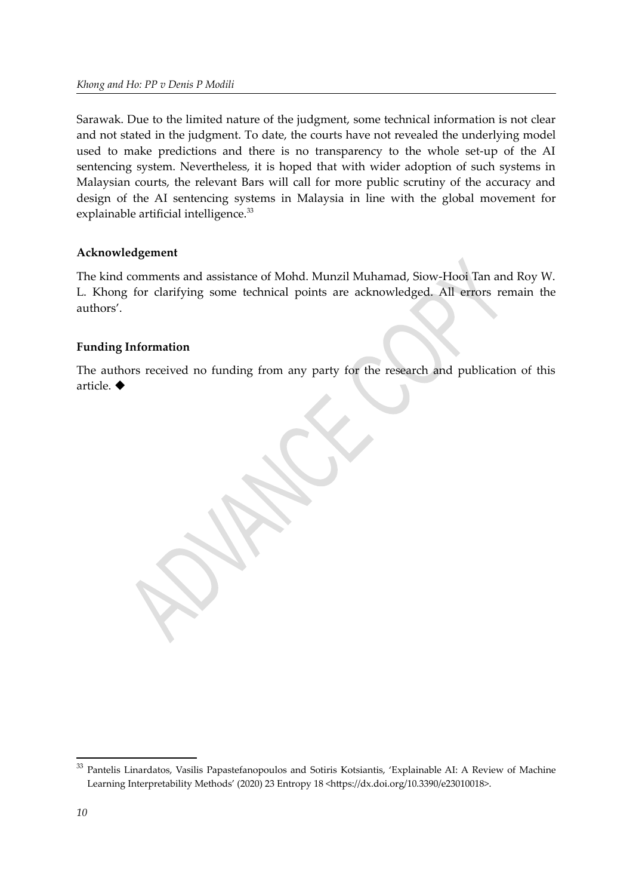Sarawak. Due to the limited nature of the judgment, some technical information is not clear and not stated in the judgment. To date, the courts have not revealed the underlying model used to make predictions and there is no transparency to the whole set-up of the AI sentencing system. Nevertheless, it is hoped that with wider adoption of such systems in Malaysian courts, the relevant Bars will call for more public scrutiny of the accuracy and design of the AI sentencing systems in Malaysia in line with the global movement for explainable artificial intelligence.[33]

**Acknowledgement**

The kind comments and assistance of Mohd. Munzil Muhamad, Siow-Hooi Tan and Roy W. L. Khong for clarifying some technical points are acknowledged. All errors remain the authors'.

**Funding Information**

The authors received no funding from any party for the research and publication of this article. ◆

---

[33] Pantelis Linardatos, Vasilis Papastefanopoulos and Sotiris Kotsiantis, 'Explainable AI: A Review of Machine Learning Interpretability Methods' (2020) 23 Entropy 18 <https://dx.doi.org/10.3390/e23010018>.